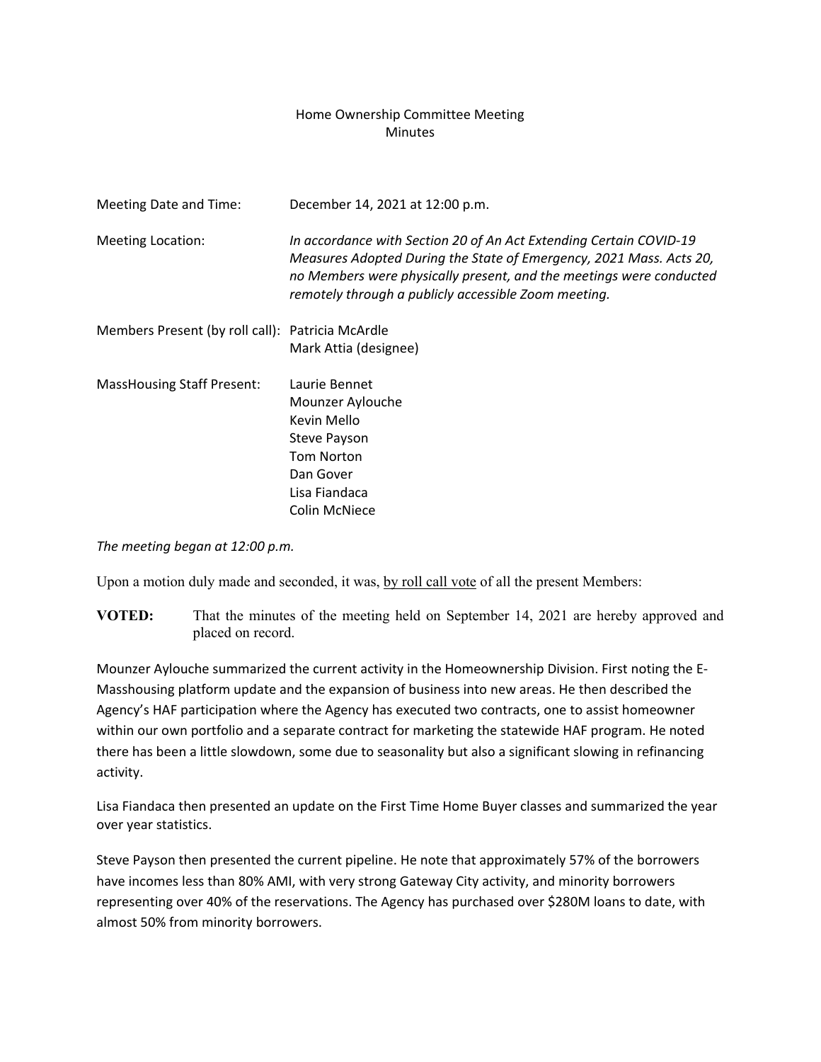# Home Ownership Committee Meeting
## Minutes

| | |
|---|---|
| Meeting Date and Time: | December 14, 2021 at 12:00 p.m. |
| Meeting Location: | *In accordance with Section 20 of An Act Extending Certain COVID-19 Measures Adopted During the State of Emergency, 2021 Mass. Acts 20, no Members were physically present, and the meetings were conducted remotely through a publicly accessible Zoom meeting.* |
| Members Present (by roll call): | Patricia McArdle<br>Mark Attia (designee) |
| MassHousing Staff Present: | Laurie Bennet<br>Mounzer Aylouche<br>Kevin Mello<br>Steve Payson<br>Tom Norton<br>Dan Gover<br>Lisa Fiandaca<br>Colin McNiece |

*The meeting began at 12:00 p.m.*

Upon a motion duly made and seconded, it was, by roll call vote of all the present Members:

**VOTED:** That the minutes of the meeting held on September 14, 2021 are hereby approved and placed on record.

Mounzer Aylouche summarized the current activity in the Homeownership Division. First noting the E-Masshousing platform update and the expansion of business into new areas. He then described the Agency's HAF participation where the Agency has executed two contracts, one to assist homeowner within our own portfolio and a separate contract for marketing the statewide HAF program. He noted there has been a little slowdown, some due to seasonality but also a significant slowing in refinancing activity.

Lisa Fiandaca then presented an update on the First Time Home Buyer classes and summarized the year over year statistics.

Steve Payson then presented the current pipeline. He note that approximately 57% of the borrowers have incomes less than 80% AMI, with very strong Gateway City activity, and minority borrowers representing over 40% of the reservations. The Agency has purchased over $280M loans to date, with almost 50% from minority borrowers.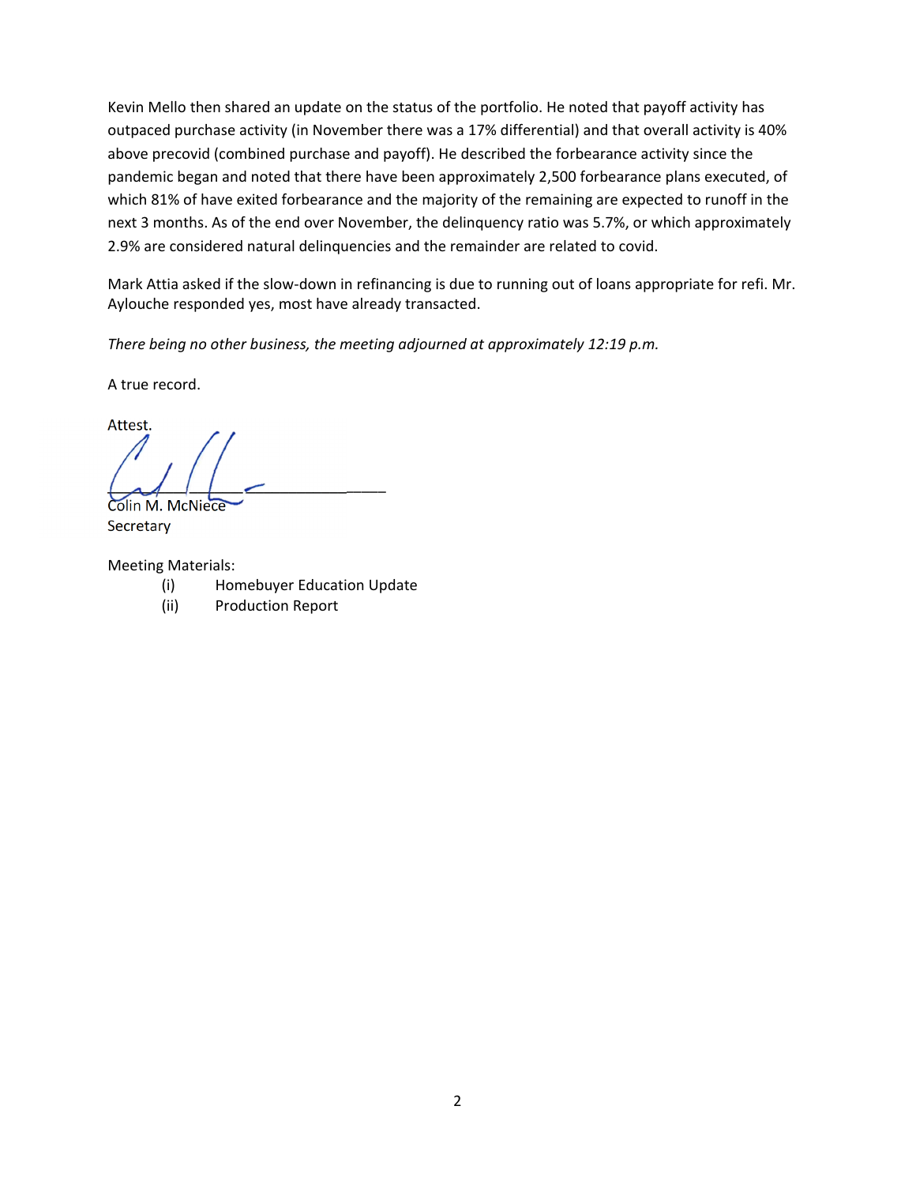Kevin Mello then shared an update on the status of the portfolio. He noted that payoff activity has outpaced purchase activity (in November there was a 17% differential) and that overall activity is 40% above precovid (combined purchase and payoff). He described the forbearance activity since the pandemic began and noted that there have been approximately 2,500 forbearance plans executed, of which 81% of have exited forbearance and the majority of the remaining are expected to runoff in the next 3 months. As of the end over November, the delinquency ratio was 5.7%, or which approximately 2.9% are considered natural delinquencies and the remainder are related to covid.

Mark Attia asked if the slow-down in refinancing is due to running out of loans appropriate for refi. Mr. Aylouche responded yes, most have already transacted.

*There being no other business, the meeting adjourned at approximately 12:19 p.m.*

A true record.

Attest.

______________________________
Colin M. McNiece
Secretary

Meeting Materials:

(i) Homebuyer Education Update
(ii) Production Report